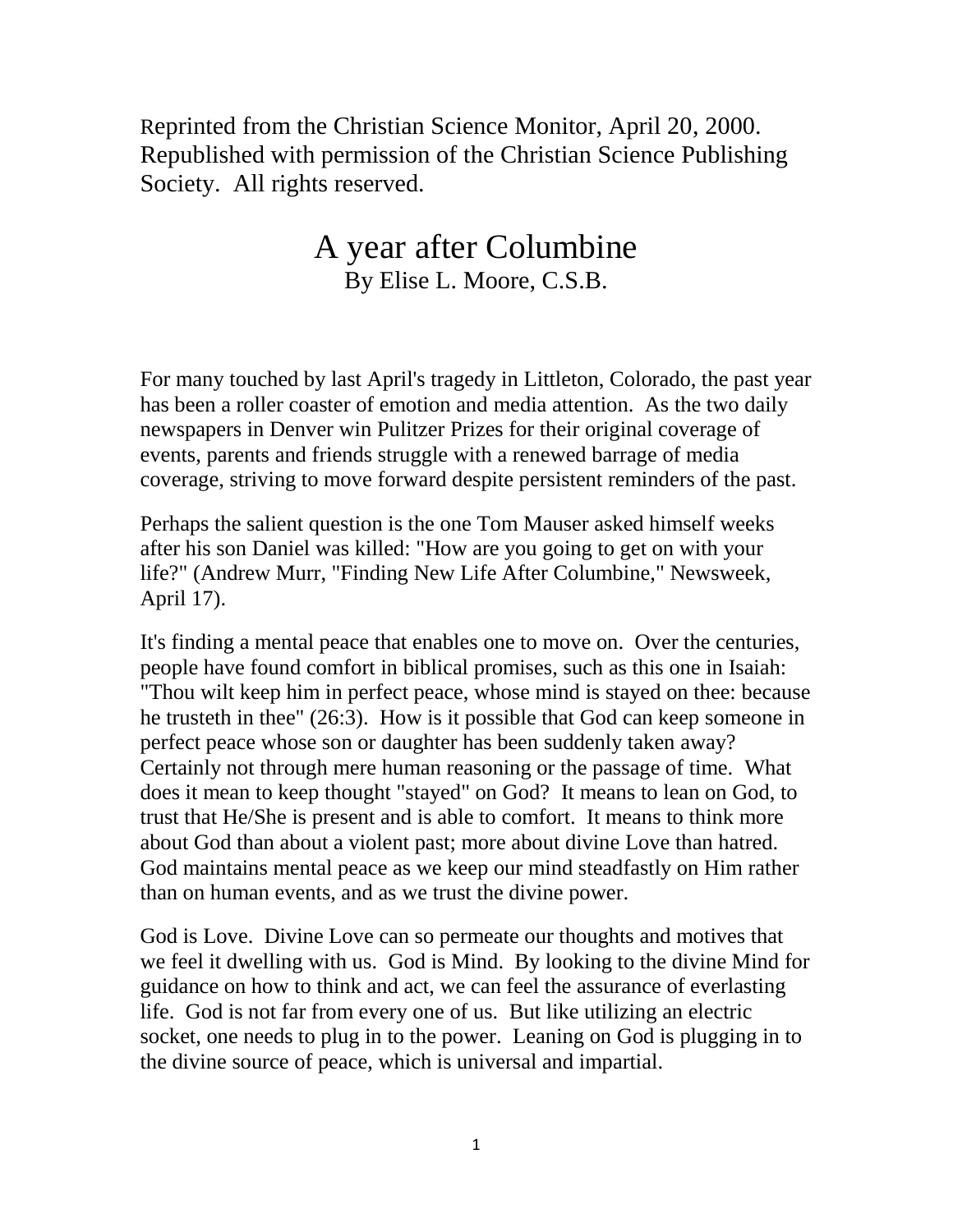Reprinted from the Christian Science Monitor, April 20, 2000. Republished with permission of the Christian Science Publishing Society. All rights reserved.

# A year after Columbine

By Elise L. Moore, C.S.B.

For many touched by last April's tragedy in Littleton, Colorado, the past year has been a roller coaster of emotion and media attention. As the two daily newspapers in Denver win Pulitzer Prizes for their original coverage of events, parents and friends struggle with a renewed barrage of media coverage, striving to move forward despite persistent reminders of the past.

Perhaps the salient question is the one Tom Mauser asked himself weeks after his son Daniel was killed: "How are you going to get on with your life?" (Andrew Murr, "Finding New Life After Columbine," Newsweek, April 17).

It's finding a mental peace that enables one to move on. Over the centuries, people have found comfort in biblical promises, such as this one in Isaiah: "Thou wilt keep him in perfect peace, whose mind is stayed on thee: because he trusteth in thee" (26:3). How is it possible that God can keep someone in perfect peace whose son or daughter has been suddenly taken away? Certainly not through mere human reasoning or the passage of time. What does it mean to keep thought "stayed" on God? It means to lean on God, to trust that He/She is present and is able to comfort. It means to think more about God than about a violent past; more about divine Love than hatred. God maintains mental peace as we keep our mind steadfastly on Him rather than on human events, and as we trust the divine power.

God is Love. Divine Love can so permeate our thoughts and motives that we feel it dwelling with us. God is Mind. By looking to the divine Mind for guidance on how to think and act, we can feel the assurance of everlasting life. God is not far from every one of us. But like utilizing an electric socket, one needs to plug in to the power. Leaning on God is plugging in to the divine source of peace, which is universal and impartial.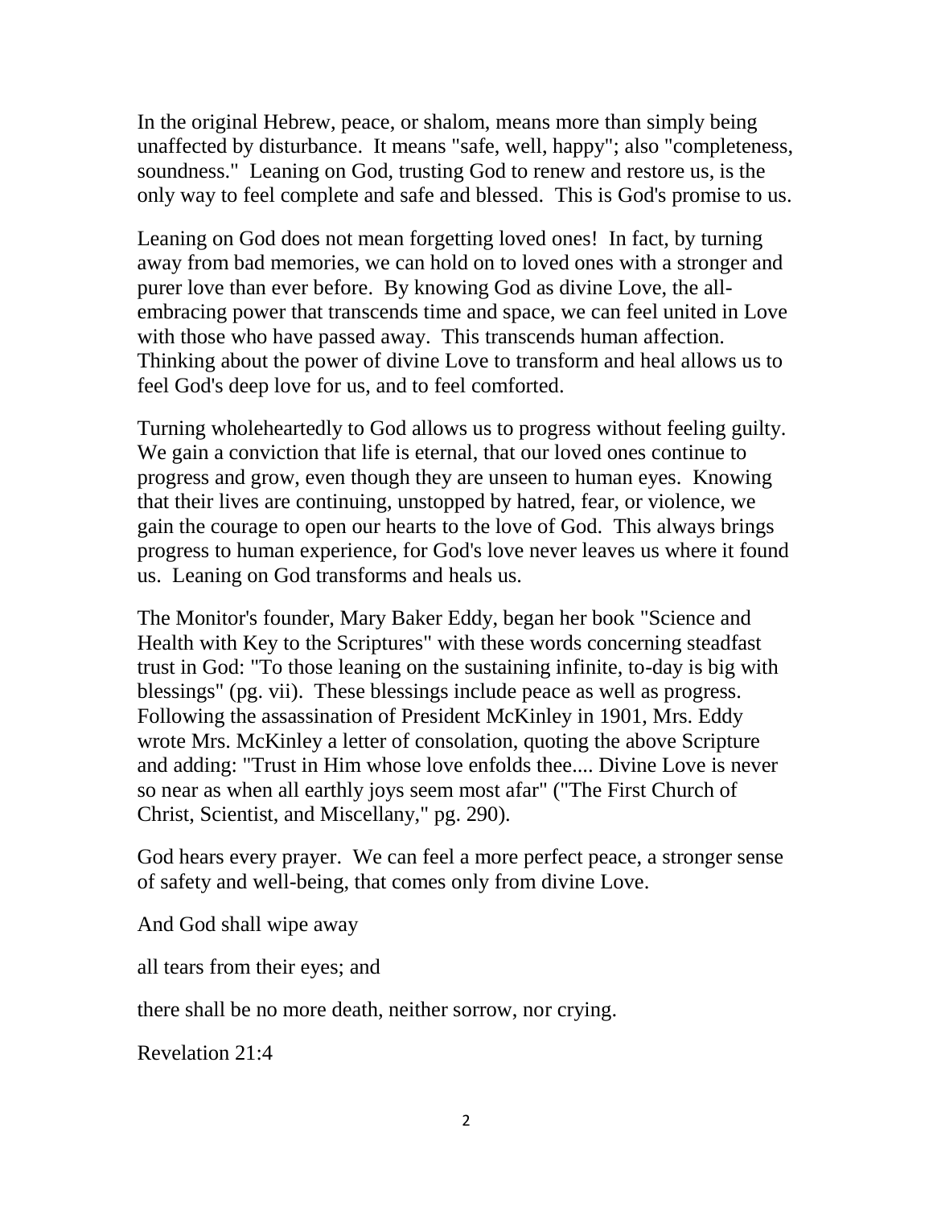In the original Hebrew, peace, or shalom, means more than simply being unaffected by disturbance. It means "safe, well, happy"; also "completeness, soundness." Leaning on God, trusting God to renew and restore us, is the only way to feel complete and safe and blessed. This is God's promise to us.

Leaning on God does not mean forgetting loved ones! In fact, by turning away from bad memories, we can hold on to loved ones with a stronger and purer love than ever before. By knowing God as divine Love, the all-embracing power that transcends time and space, we can feel united in Love with those who have passed away. This transcends human affection. Thinking about the power of divine Love to transform and heal allows us to feel God's deep love for us, and to feel comforted.

Turning wholeheartedly to God allows us to progress without feeling guilty. We gain a conviction that life is eternal, that our loved ones continue to progress and grow, even though they are unseen to human eyes. Knowing that their lives are continuing, unstopped by hatred, fear, or violence, we gain the courage to open our hearts to the love of God. This always brings progress to human experience, for God's love never leaves us where it found us. Leaning on God transforms and heals us.

The Monitor's founder, Mary Baker Eddy, began her book "Science and Health with Key to the Scriptures" with these words concerning steadfast trust in God: "To those leaning on the sustaining infinite, to-day is big with blessings" (pg. vii). These blessings include peace as well as progress. Following the assassination of President McKinley in 1901, Mrs. Eddy wrote Mrs. McKinley a letter of consolation, quoting the above Scripture and adding: "Trust in Him whose love enfolds thee.... Divine Love is never so near as when all earthly joys seem most afar" ("The First Church of Christ, Scientist, and Miscellany," pg. 290).

God hears every prayer. We can feel a more perfect peace, a stronger sense of safety and well-being, that comes only from divine Love.

And God shall wipe away

all tears from their eyes; and

there shall be no more death, neither sorrow, nor crying.

Revelation 21:4